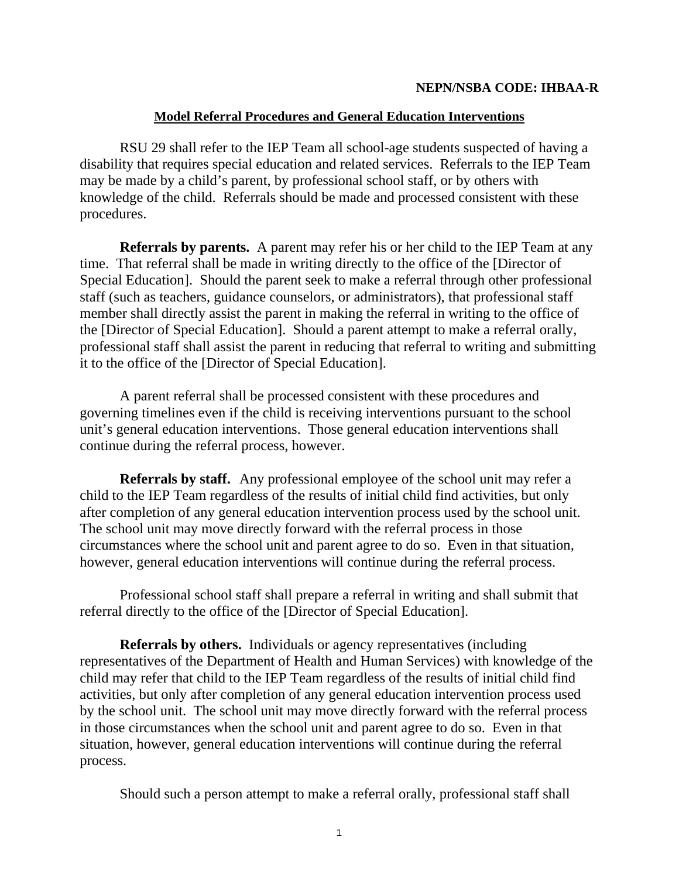**NEPN/NSBA CODE: IHBAA-R**

## Model Referral Procedures and General Education Interventions

RSU 29 shall refer to the IEP Team all school-age students suspected of having a disability that requires special education and related services. Referrals to the IEP Team may be made by a child's parent, by professional school staff, or by others with knowledge of the child. Referrals should be made and processed consistent with these procedures.

**Referrals by parents.** A parent may refer his or her child to the IEP Team at any time. That referral shall be made in writing directly to the office of the [Director of Special Education]. Should the parent seek to make a referral through other professional staff (such as teachers, guidance counselors, or administrators), that professional staff member shall directly assist the parent in making the referral in writing to the office of the [Director of Special Education]. Should a parent attempt to make a referral orally, professional staff shall assist the parent in reducing that referral to writing and submitting it to the office of the [Director of Special Education].

A parent referral shall be processed consistent with these procedures and governing timelines even if the child is receiving interventions pursuant to the school unit's general education interventions. Those general education interventions shall continue during the referral process, however.

**Referrals by staff.** Any professional employee of the school unit may refer a child to the IEP Team regardless of the results of initial child find activities, but only after completion of any general education intervention process used by the school unit. The school unit may move directly forward with the referral process in those circumstances where the school unit and parent agree to do so. Even in that situation, however, general education interventions will continue during the referral process.

Professional school staff shall prepare a referral in writing and shall submit that referral directly to the office of the [Director of Special Education].

**Referrals by others.** Individuals or agency representatives (including representatives of the Department of Health and Human Services) with knowledge of the child may refer that child to the IEP Team regardless of the results of initial child find activities, but only after completion of any general education intervention process used by the school unit. The school unit may move directly forward with the referral process in those circumstances when the school unit and parent agree to do so. Even in that situation, however, general education interventions will continue during the referral process.

Should such a person attempt to make a referral orally, professional staff shall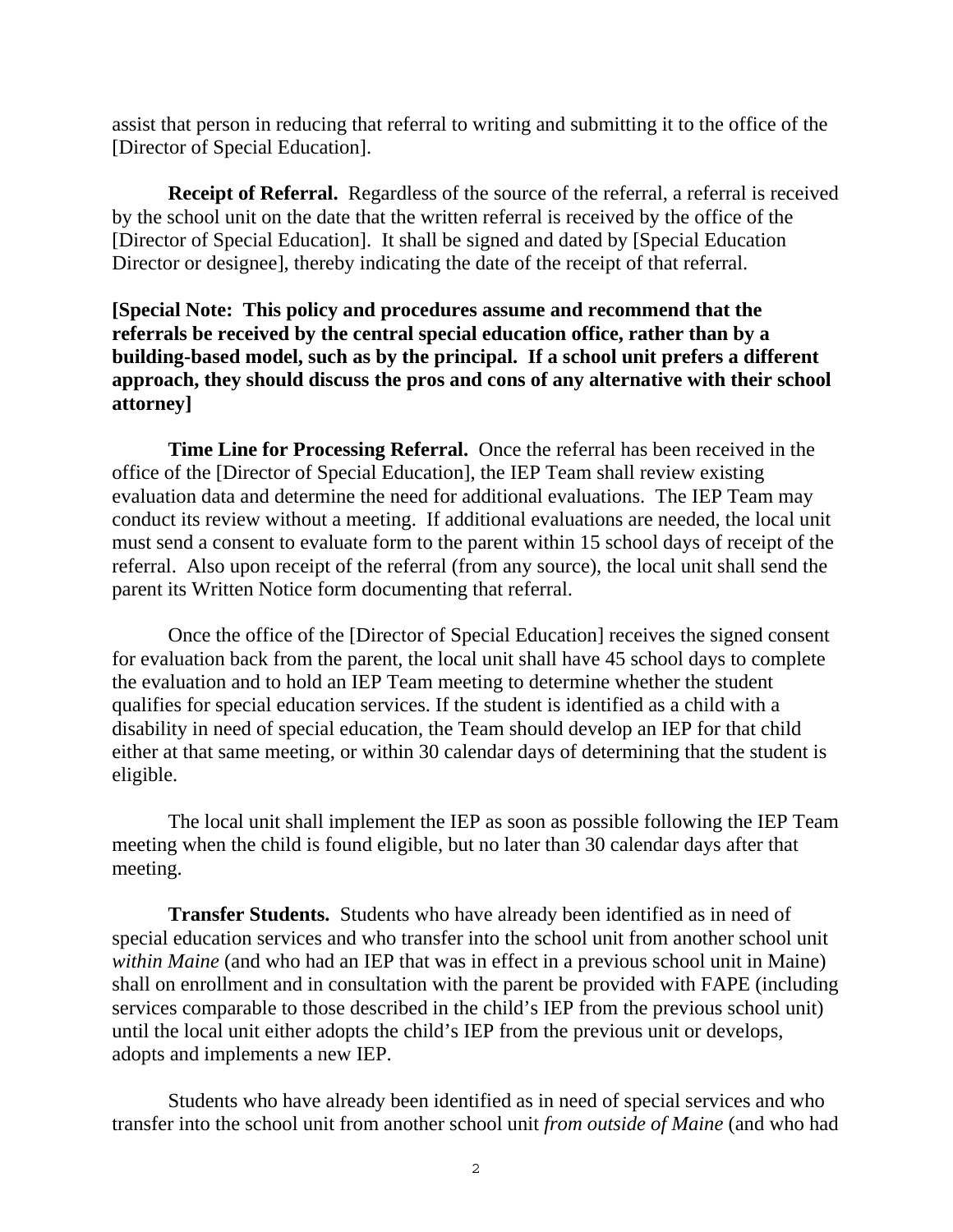assist that person in reducing that referral to writing and submitting it to the office of the [Director of Special Education].

**Receipt of Referral.** Regardless of the source of the referral, a referral is received by the school unit on the date that the written referral is received by the office of the [Director of Special Education]. It shall be signed and dated by [Special Education Director or designee], thereby indicating the date of the receipt of that referral.

**[Special Note: This policy and procedures assume and recommend that the referrals be received by the central special education office, rather than by a building-based model, such as by the principal. If a school unit prefers a different approach, they should discuss the pros and cons of any alternative with their school attorney]**

**Time Line for Processing Referral.** Once the referral has been received in the office of the [Director of Special Education], the IEP Team shall review existing evaluation data and determine the need for additional evaluations. The IEP Team may conduct its review without a meeting. If additional evaluations are needed, the local unit must send a consent to evaluate form to the parent within 15 school days of receipt of the referral. Also upon receipt of the referral (from any source), the local unit shall send the parent its Written Notice form documenting that referral.

Once the office of the [Director of Special Education] receives the signed consent for evaluation back from the parent, the local unit shall have 45 school days to complete the evaluation and to hold an IEP Team meeting to determine whether the student qualifies for special education services. If the student is identified as a child with a disability in need of special education, the Team should develop an IEP for that child either at that same meeting, or within 30 calendar days of determining that the student is eligible.

The local unit shall implement the IEP as soon as possible following the IEP Team meeting when the child is found eligible, but no later than 30 calendar days after that meeting.

**Transfer Students.** Students who have already been identified as in need of special education services and who transfer into the school unit from another school unit *within Maine* (and who had an IEP that was in effect in a previous school unit in Maine) shall on enrollment and in consultation with the parent be provided with FAPE (including services comparable to those described in the child's IEP from the previous school unit) until the local unit either adopts the child's IEP from the previous unit or develops, adopts and implements a new IEP.

Students who have already been identified as in need of special services and who transfer into the school unit from another school unit *from outside of Maine* (and who had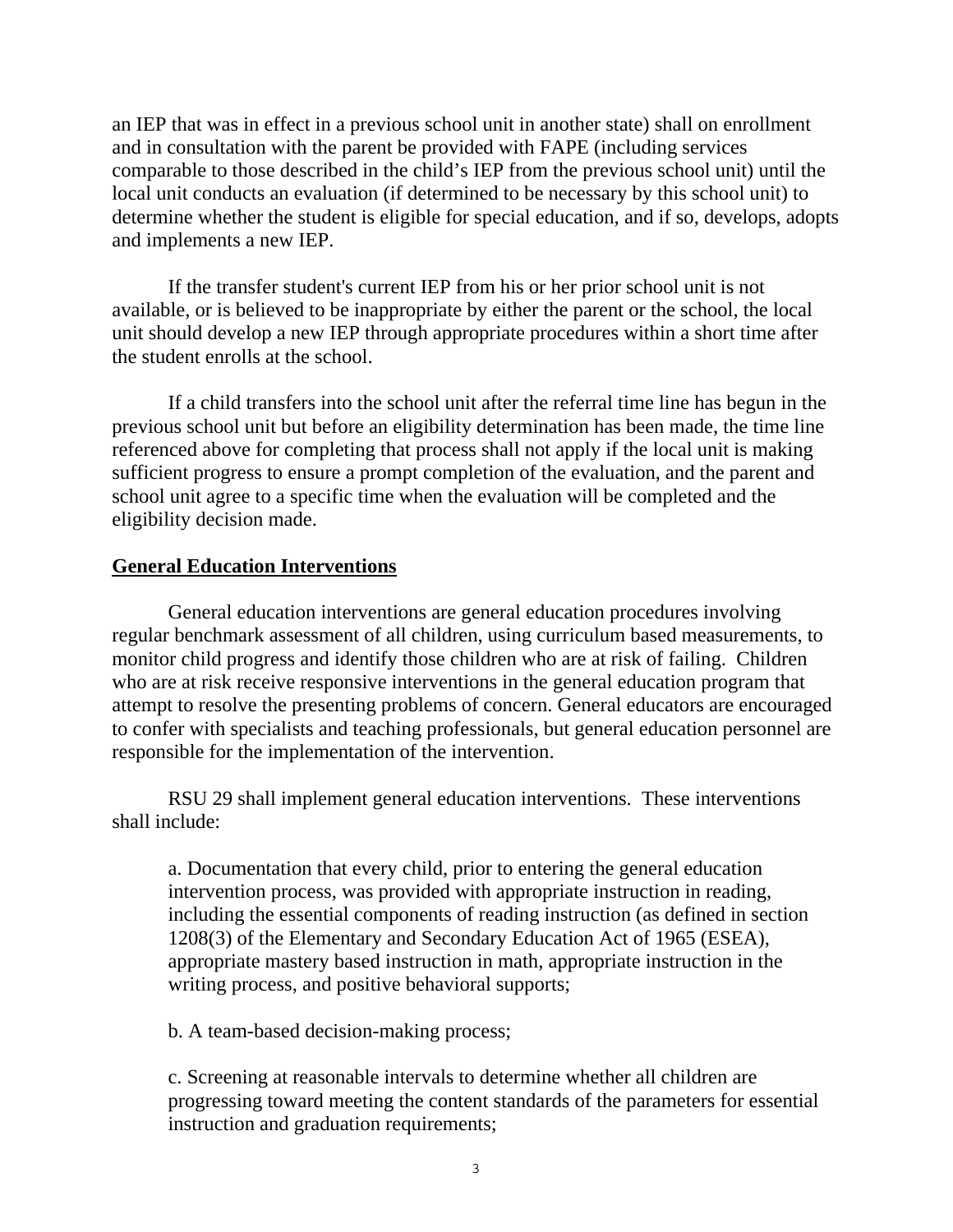an IEP that was in effect in a previous school unit in another state) shall on enrollment and in consultation with the parent be provided with FAPE (including services comparable to those described in the child's IEP from the previous school unit) until the local unit conducts an evaluation (if determined to be necessary by this school unit) to determine whether the student is eligible for special education, and if so, develops, adopts and implements a new IEP.

If the transfer student's current IEP from his or her prior school unit is not available, or is believed to be inappropriate by either the parent or the school, the local unit should develop a new IEP through appropriate procedures within a short time after the student enrolls at the school.

If a child transfers into the school unit after the referral time line has begun in the previous school unit but before an eligibility determination has been made, the time line referenced above for completing that process shall not apply if the local unit is making sufficient progress to ensure a prompt completion of the evaluation, and the parent and school unit agree to a specific time when the evaluation will be completed and the eligibility decision made.

**General Education Interventions**

General education interventions are general education procedures involving regular benchmark assessment of all children, using curriculum based measurements, to monitor child progress and identify those children who are at risk of failing. Children who are at risk receive responsive interventions in the general education program that attempt to resolve the presenting problems of concern. General educators are encouraged to confer with specialists and teaching professionals, but general education personnel are responsible for the implementation of the intervention.

RSU 29 shall implement general education interventions. These interventions shall include:

a. Documentation that every child, prior to entering the general education intervention process, was provided with appropriate instruction in reading, including the essential components of reading instruction (as defined in section 1208(3) of the Elementary and Secondary Education Act of 1965 (ESEA), appropriate mastery based instruction in math, appropriate instruction in the writing process, and positive behavioral supports;

b. A team-based decision-making process;

c. Screening at reasonable intervals to determine whether all children are progressing toward meeting the content standards of the parameters for essential instruction and graduation requirements;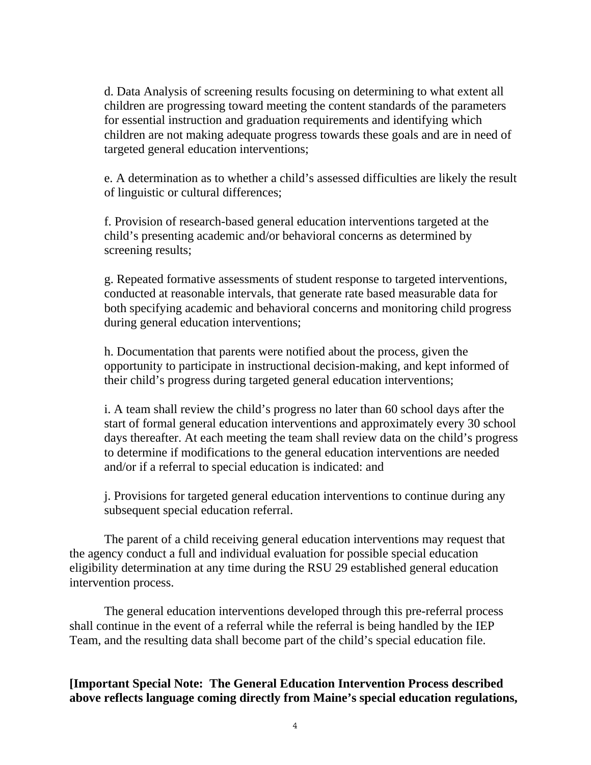d. Data Analysis of screening results focusing on determining to what extent all children are progressing toward meeting the content standards of the parameters for essential instruction and graduation requirements and identifying which children are not making adequate progress towards these goals and are in need of targeted general education interventions;

e. A determination as to whether a child's assessed difficulties are likely the result of linguistic or cultural differences;

f. Provision of research-based general education interventions targeted at the child's presenting academic and/or behavioral concerns as determined by screening results;

g. Repeated formative assessments of student response to targeted interventions, conducted at reasonable intervals, that generate rate based measurable data for both specifying academic and behavioral concerns and monitoring child progress during general education interventions;

h. Documentation that parents were notified about the process, given the opportunity to participate in instructional decision-making, and kept informed of their child's progress during targeted general education interventions;

i. A team shall review the child's progress no later than 60 school days after the start of formal general education interventions and approximately every 30 school days thereafter. At each meeting the team shall review data on the child's progress to determine if modifications to the general education interventions are needed and/or if a referral to special education is indicated: and

j. Provisions for targeted general education interventions to continue during any subsequent special education referral.

The parent of a child receiving general education interventions may request that the agency conduct a full and individual evaluation for possible special education eligibility determination at any time during the RSU 29 established general education intervention process.

The general education interventions developed through this pre-referral process shall continue in the event of a referral while the referral is being handled by the IEP Team, and the resulting data shall become part of the child's special education file.

**[Important Special Note: The General Education Intervention Process described above reflects language coming directly from Maine's special education regulations,**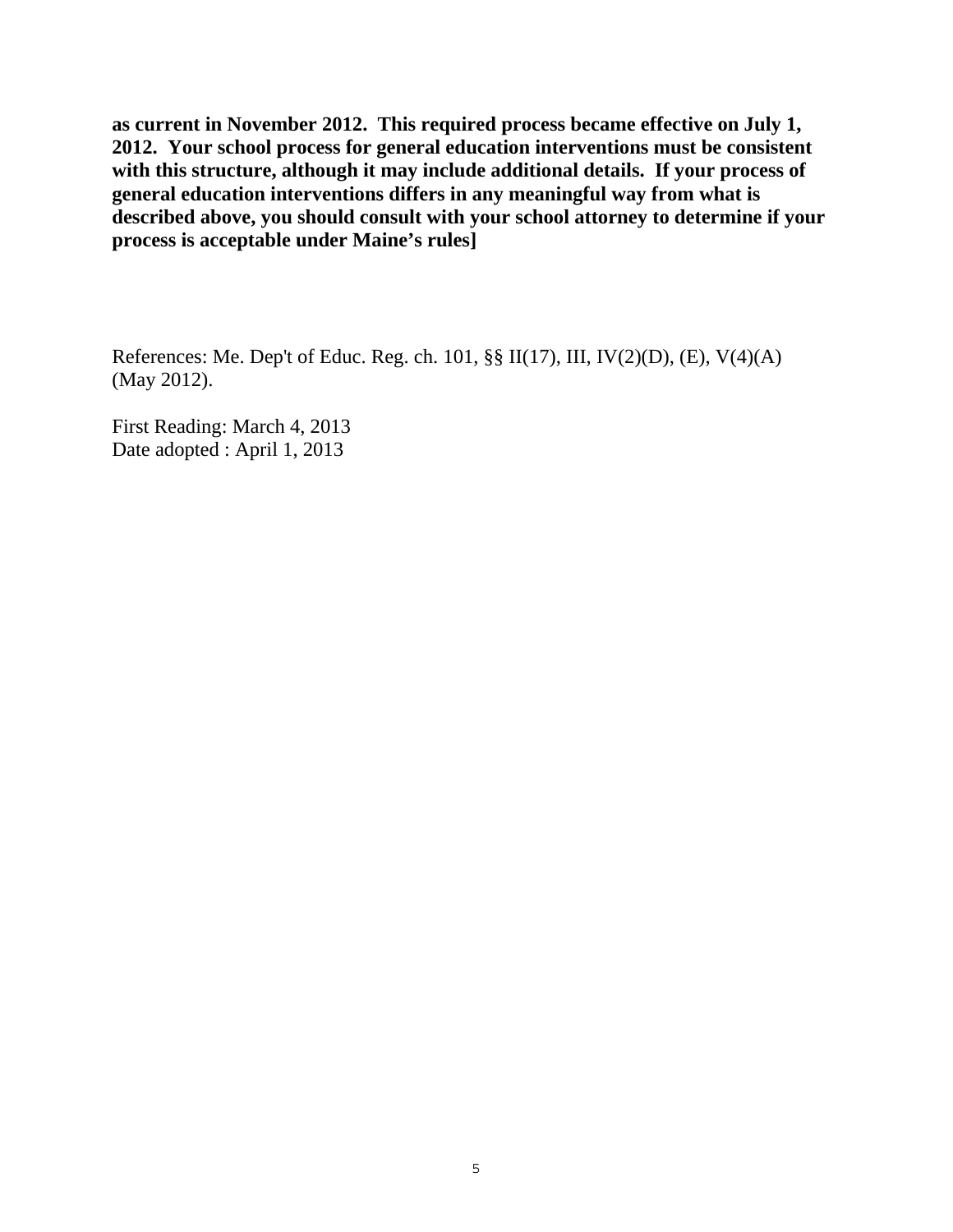**as current in November 2012. This required process became effective on July 1, 2012. Your school process for general education interventions must be consistent with this structure, although it may include additional details. If your process of general education interventions differs in any meaningful way from what is described above, you should consult with your school attorney to determine if your process is acceptable under Maine's rules]**

References: Me. Dep't of Educ. Reg. ch. 101, §§ II(17), III, IV(2)(D), (E), V(4)(A) (May 2012).

First Reading: March 4, 2013
Date adopted : April 1, 2013